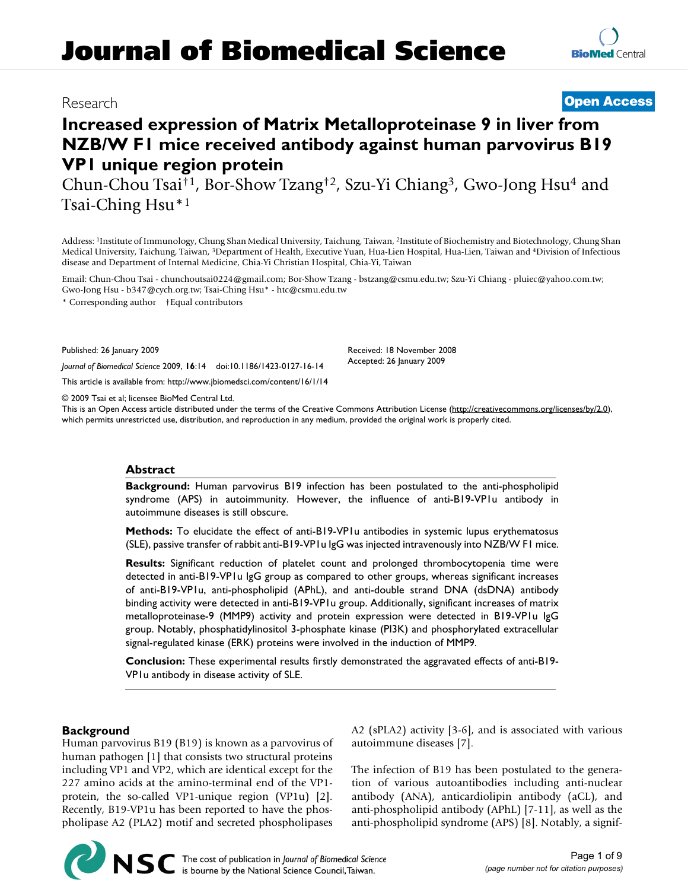# Journal of Biomedical Science

Research

**Open Access**

# Increased expression of Matrix Metalloproteinase 9 in liver from NZB/W F1 mice received antibody against human parvovirus B19 VP1 unique region protein

Chun-Chou Tsai[†1], Bor-Show Tzang[†2], Szu-Yi Chiang[3], Gwo-Jong Hsu[4] and Tsai-Ching Hsu*[1]

Address: [1]Institute of Immunology, Chung Shan Medical University, Taichung, Taiwan, [2]Institute of Biochemistry and Biotechnology, Chung Shan Medical University, Taichung, Taiwan, [3]Department of Health, Executive Yuan, Hua-Lien Hospital, Hua-Lien, Taiwan and [4]Division of Infectious disease and Department of Internal Medicine, Chia-Yi Christian Hospital, Chia-Yi, Taiwan

Email: Chun-Chou Tsai - chunchoutsai0224@gmail.com; Bor-Show Tzang - bstzang@csmu.edu.tw; Szu-Yi Chiang - pluiec@yahoo.com.tw; Gwo-Jong Hsu - b347@cych.org.tw; Tsai-Ching Hsu* - htc@csmu.edu.tw

\* Corresponding author †Equal contributors

Published: 26 January 2009

*Journal of Biomedical Science* 2009, **16**:14 doi:10.1186/1423-0127-16-14

Received: 18 November 2008
Accepted: 26 January 2009

This article is available from: http://www.jbiomedsci.com/content/16/1/14

© 2009 Tsai et al; licensee BioMed Central Ltd.
This is an Open Access article distributed under the terms of the Creative Commons Attribution License (http://creativecommons.org/licenses/by/2.0), which permits unrestricted use, distribution, and reproduction in any medium, provided the original work is properly cited.

## Abstract

**Background:** Human parvovirus B19 infection has been postulated to the anti-phospholipid syndrome (APS) in autoimmunity. However, the influence of anti-B19-VP1u antibody in autoimmune diseases is still obscure.

**Methods:** To elucidate the effect of anti-B19-VP1u antibodies in systemic lupus erythematosus (SLE), passive transfer of rabbit anti-B19-VP1u IgG was injected intravenously into NZB/W F1 mice.

**Results:** Significant reduction of platelet count and prolonged thrombocytopenia time were detected in anti-B19-VP1u IgG group as compared to other groups, whereas significant increases of anti-B19-VP1u, anti-phospholipid (APhL), and anti-double strand DNA (dsDNA) antibody binding activity were detected in anti-B19-VP1u group. Additionally, significant increases of matrix metalloproteinase-9 (MMP9) activity and protein expression were detected in B19-VP1u IgG group. Notably, phosphatidylinositol 3-phosphate kinase (PI3K) and phosphorylated extracellular signal-regulated kinase (ERK) proteins were involved in the induction of MMP9.

**Conclusion:** These experimental results firstly demonstrated the aggravated effects of anti-B19-VP1u antibody in disease activity of SLE.

## Background

Human parvovirus B19 (B19) is known as a parvovirus of human pathogen [1] that consists two structural proteins including VP1 and VP2, which are identical except for the 227 amino acids at the amino-terminal end of the VP1-protein, the so-called VP1-unique region (VP1u) [2]. Recently, B19-VP1u has been reported to have the phospholipase A2 (PLA2) motif and secreted phospholipases A2 (sPLA2) activity [3-6], and is associated with various autoimmune diseases [7].

The infection of B19 has been postulated to the generation of various autoantibodies including anti-nuclear antibody (ANA), anticardiolipin antibody (aCL), and anti-phospholipid antibody (APhL) [7-11], as well as the anti-phospholipid syndrome (APS) [8]. Notably, a signif-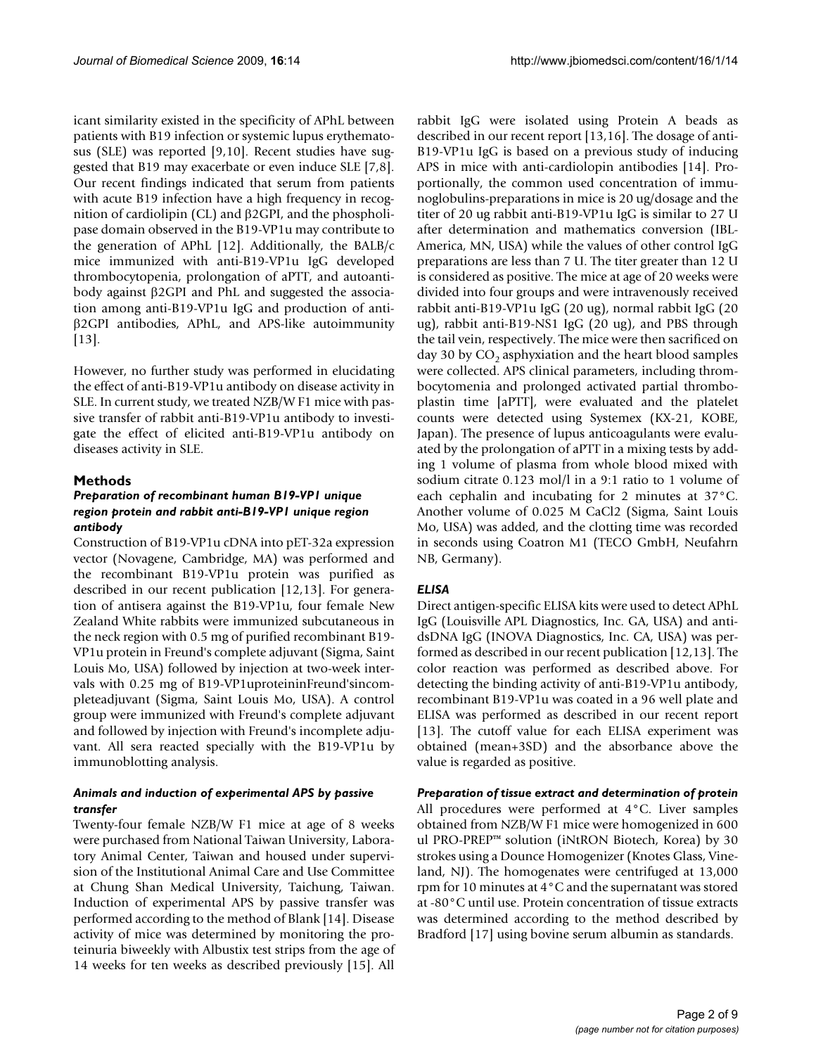icant similarity existed in the specificity of APhL between patients with B19 infection or systemic lupus erythematosus (SLE) was reported [9,10]. Recent studies have suggested that B19 may exacerbate or even induce SLE [7,8]. Our recent findings indicated that serum from patients with acute B19 infection have a high frequency in recognition of cardiolipin (CL) and β2GPI, and the phospholipase domain observed in the B19-VP1u may contribute to the generation of APhL [12]. Additionally, the BALB/c mice immunized with anti-B19-VP1u IgG developed thrombocytopenia, prolongation of aPTT, and autoantibody against β2GPI and PhL and suggested the association among anti-B19-VP1u IgG and production of anti-β2GPI antibodies, APhL, and APS-like autoimmunity [13].

However, no further study was performed in elucidating the effect of anti-B19-VP1u antibody on disease activity in SLE. In current study, we treated NZB/W F1 mice with passive transfer of rabbit anti-B19-VP1u antibody to investigate the effect of elicited anti-B19-VP1u antibody on diseases activity in SLE.

## Methods

### *Preparation of recombinant human B19-VP1 unique region protein and rabbit anti-B19-VP1 unique region antibody*

Construction of B19-VP1u cDNA into pET-32a expression vector (Novagene, Cambridge, MA) was performed and the recombinant B19-VP1u protein was purified as described in our recent publication [12,13]. For generation of antisera against the B19-VP1u, four female New Zealand White rabbits were immunized subcutaneous in the neck region with 0.5 mg of purified recombinant B19-VP1u protein in Freund's complete adjuvant (Sigma, Saint Louis Mo, USA) followed by injection at two-week intervals with 0.25 mg of B19-VP1uproteininFreund'sincompleteadjuvant (Sigma, Saint Louis Mo, USA). A control group were immunized with Freund's complete adjuvant and followed by injection with Freund's incomplete adjuvant. All sera reacted specially with the B19-VP1u by immunoblotting analysis.

### *Animals and induction of experimental APS by passive transfer*

Twenty-four female NZB/W F1 mice at age of 8 weeks were purchased from National Taiwan University, Laboratory Animal Center, Taiwan and housed under supervision of the Institutional Animal Care and Use Committee at Chung Shan Medical University, Taichung, Taiwan. Induction of experimental APS by passive transfer was performed according to the method of Blank [14]. Disease activity of mice was determined by monitoring the proteinuria biweekly with Albustix test strips from the age of 14 weeks for ten weeks as described previously [15]. All rabbit IgG were isolated using Protein A beads as described in our recent report [13,16]. The dosage of anti-B19-VP1u IgG is based on a previous study of inducing APS in mice with anti-cardiolopin antibodies [14]. Proportionally, the common used concentration of immunoglobulins-preparations in mice is 20 ug/dosage and the titer of 20 ug rabbit anti-B19-VP1u IgG is similar to 27 U after determination and mathematics conversion (IBL-America, MN, USA) while the values of other control IgG preparations are less than 7 U. The titer greater than 12 U is considered as positive. The mice at age of 20 weeks were divided into four groups and were intravenously received rabbit anti-B19-VP1u IgG (20 ug), normal rabbit IgG (20 ug), rabbit anti-B19-NS1 IgG (20 ug), and PBS through the tail vein, respectively. The mice were then sacrificed on day 30 by $CO_2$ asphyxiation and the heart blood samples were collected. APS clinical parameters, including thrombocytomenia and prolonged activated partial thromboplastin time [aPTT], were evaluated and the platelet counts were detected using Systemex (KX-21, KOBE, Japan). The presence of lupus anticoagulants were evaluated by the prolongation of aPTT in a mixing tests by adding 1 volume of plasma from whole blood mixed with sodium citrate 0.123 mol/l in a 9:1 ratio to 1 volume of each cephalin and incubating for 2 minutes at 37°C. Another volume of 0.025 M CaCl2 (Sigma, Saint Louis Mo, USA) was added, and the clotting time was recorded in seconds using Coatron M1 (TECO GmbH, Neufahrn NB, Germany).

### *ELISA*

Direct antigen-specific ELISA kits were used to detect APhL IgG (Louisville APL Diagnostics, Inc. GA, USA) and anti-dsDNA IgG (INOVA Diagnostics, Inc. CA, USA) was performed as described in our recent publication [12,13]. The color reaction was performed as described above. For detecting the binding activity of anti-B19-VP1u antibody, recombinant B19-VP1u was coated in a 96 well plate and ELISA was performed as described in our recent report [13]. The cutoff value for each ELISA experiment was obtained (mean+3SD) and the absorbance above the value is regarded as positive.

### *Preparation of tissue extract and determination of protein*

All procedures were performed at 4°C. Liver samples obtained from NZB/W F1 mice were homogenized in 600 ul PRO-PREP™ solution (iNtRON Biotech, Korea) by 30 strokes using a Dounce Homogenizer (Knotes Glass, Vineland, NJ). The homogenates were centrifuged at 13,000 rpm for 10 minutes at 4°C and the supernatant was stored at -80°C until use. Protein concentration of tissue extracts was determined according to the method described by Bradford [17] using bovine serum albumin as standards.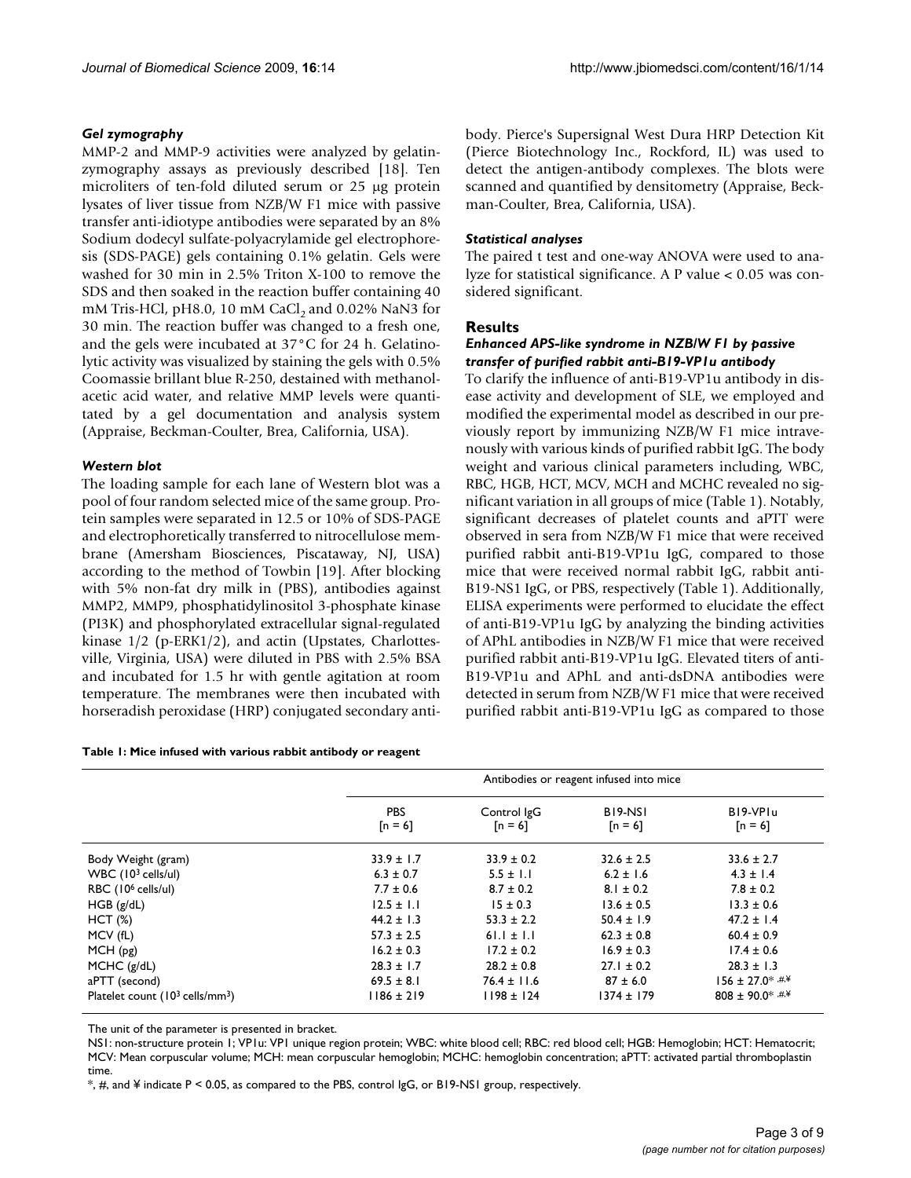### *Gel zymography*

MMP-2 and MMP-9 activities were analyzed by gelatin-zymography assays as previously described [18]. Ten microliters of ten-fold diluted serum or 25 μg protein lysates of liver tissue from NZB/W F1 mice with passive transfer anti-idiotype antibodies were separated by an 8% Sodium dodecyl sulfate-polyacrylamide gel electrophoresis (SDS-PAGE) gels containing 0.1% gelatin. Gels were washed for 30 min in 2.5% Triton X-100 to remove the SDS and then soaked in the reaction buffer containing 40 mM Tris-HCl, pH8.0, 10 mM $CaCl_2$ and 0.02% NaN3 for 30 min. The reaction buffer was changed to a fresh one, and the gels were incubated at 37°C for 24 h. Gelatinolytic activity was visualized by staining the gels with 0.5% Coomassie brillant blue R-250, destained with methanol-acetic acid water, and relative MMP levels were quantitated by a gel documentation and analysis system (Appraise, Beckman-Coulter, Brea, California, USA).

### *Western blot*

The loading sample for each lane of Western blot was a pool of four random selected mice of the same group. Protein samples were separated in 12.5 or 10% of SDS-PAGE and electrophoretically transferred to nitrocellulose membrane (Amersham Biosciences, Piscataway, NJ, USA) according to the method of Towbin [19]. After blocking with 5% non-fat dry milk in (PBS), antibodies against MMP2, MMP9, phosphatidylinositol 3-phosphate kinase (PI3K) and phosphorylated extracellular signal-regulated kinase 1/2 (p-ERK1/2), and actin (Upstates, Charlottesville, Virginia, USA) were diluted in PBS with 2.5% BSA and incubated for 1.5 hr with gentle agitation at room temperature. The membranes were then incubated with horseradish peroxidase (HRP) conjugated secondary antibody. Pierce's Supersignal West Dura HRP Detection Kit (Pierce Biotechnology Inc., Rockford, IL) was used to detect the antigen-antibody complexes. The blots were scanned and quantified by densitometry (Appraise, Beckman-Coulter, Brea, California, USA).

### *Statistical analyses*

The paired t test and one-way ANOVA were used to analyze for statistical significance. A P value < 0.05 was considered significant.

## Results

### *Enhanced APS-like syndrome in NZB/W F1 by passive transfer of purified rabbit anti-B19-VP1u antibody*

To clarify the influence of anti-B19-VP1u antibody in disease activity and development of SLE, we employed and modified the experimental model as described in our previously report by immunizing NZB/W F1 mice intravenously with various kinds of purified rabbit IgG. The body weight and various clinical parameters including, WBC, RBC, HGB, HCT, MCV, MCH and MCHC revealed no significant variation in all groups of mice (Table 1). Notably, significant decreases of platelet counts and aPTT were observed in sera from NZB/W F1 mice that were received purified rabbit anti-B19-VP1u IgG, compared to those mice that were received normal rabbit IgG, rabbit anti-B19-NS1 IgG, or PBS, respectively (Table 1). Additionally, ELISA experiments were performed to elucidate the effect of anti-B19-VP1u IgG by analyzing the binding activities of APhL antibodies in NZB/W F1 mice that were received purified rabbit anti-B19-VP1u IgG. Elevated titers of anti-B19-VP1u and APhL and anti-dsDNA antibodies were detected in serum from NZB/W F1 mice that were received purified rabbit anti-B19-VP1u IgG as compared to those

**Table 1: Mice infused with various rabbit antibody or reagent**

| | Antibodies or reagent infused into mice | | | |
|---|---|---|---|---|
| | PBS [n = 6] | Control IgG [n = 6] | B19-NS1 [n = 6] | B19-VP1u [n = 6] |
| Body Weight (gram) | 33.9 ± 1.7 | 33.9 ± 0.2 | 32.6 ± 2.5 | 33.6 ± 2.7 |
| WBC ($10^3$ cells/ul) | 6.3 ± 0.7 | 5.5 ± 1.1 | 6.2 ± 1.6 | 4.3 ± 1.4 |
| RBC ($10^6$ cells/ul) | 7.7 ± 0.6 | 8.7 ± 0.2 | 8.1 ± 0.2 | 7.8 ± 0.2 |
| HGB (g/dL) | 12.5 ± 1.1 | 15 ± 0.3 | 13.6 ± 0.5 | 13.3 ± 0.6 |
| HCT (%) | 44.2 ± 1.3 | 53.3 ± 2.2 | 50.4 ± 1.9 | 47.2 ± 1.4 |
| MCV (fL) | 57.3 ± 2.5 | 61.1 ± 1.1 | 62.3 ± 0.8 | 60.4 ± 0.9 |
| MCH (pg) | 16.2 ± 0.3 | 17.2 ± 0.2 | 16.9 ± 0.3 | 17.4 ± 0.6 |
| MCHC (g/dL) | 28.3 ± 1.7 | 28.2 ± 0.8 | 27.1 ± 0.2 | 28.3 ± 1.3 |
| aPTT (second) | 69.5 ± 8.1 | 76.4 ± 11.6 | 87 ± 6.0 | 156 ± 27.0*,#,¥ |
| Platelet count ($10^3$ cells/$mm^3$) | 1186 ± 219 | 1198 ± 124 | 1374 ± 179 | 808 ± 90.0*,#,¥ |

The unit of the parameter is presented in bracket.

NS1: non-structure protein 1; VP1u: VP1 unique region protein; WBC: white blood cell; RBC: red blood cell; HGB: Hemoglobin; HCT: Hematocrit; MCV: Mean corpuscular volume; MCH: mean corpuscular hemoglobin; MCHC: hemoglobin concentration; aPTT: activated partial thromboplastin time.

*, #, and ¥ indicate P < 0.05, as compared to the PBS, control IgG, or B19-NS1 group, respectively.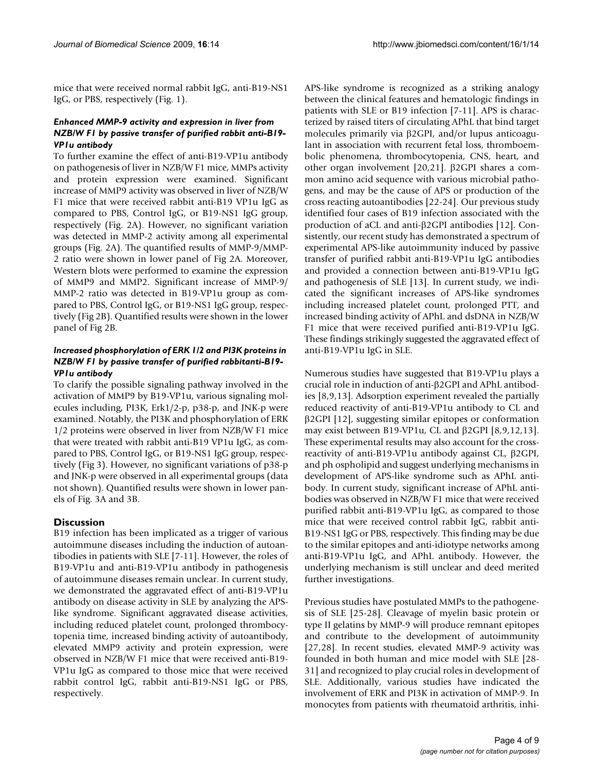mice that were received normal rabbit IgG, anti-B19-NS1 IgG, or PBS, respectively (Fig. 1).

### *Enhanced MMP-9 activity and expression in liver from NZB/W F1 by passive transfer of purified rabbit anti-B19-VP1u antibody*

To further examine the effect of anti-B19-VP1u antibody on pathogenesis of liver in NZB/W F1 mice, MMPs activity and protein expression were examined. Significant increase of MMP9 activity was observed in liver of NZB/W F1 mice that were received rabbit anti-B19 VP1u IgG as compared to PBS, Control IgG, or B19-NS1 IgG group, respectively (Fig. 2A). However, no significant variation was detected in MMP-2 activity among all experimental groups (Fig. 2A). The quantified results of MMP-9/MMP-2 ratio were shown in lower panel of Fig 2A. Moreover, Western blots were performed to examine the expression of MMP9 and MMP2. Significant increase of MMP-9/MMP-2 ratio was detected in B19-VP1u group as compared to PBS, Control IgG, or B19-NS1 IgG group, respectively (Fig 2B). Quantified results were shown in the lower panel of Fig 2B.

### *Increased phosphorylation of ERK 1/2 and PI3K proteins in NZB/W F1 by passive transfer of purified rabbitanti-B19-VP1u antibody*

To clarify the possible signaling pathway involved in the activation of MMP9 by B19-VP1u, various signaling molecules including, PI3K, Erk1/2-p, p38-p, and JNK-p were examined. Notably, the PI3K and phosphorylation of ERK 1/2 proteins were observed in liver from NZB/W F1 mice that were treated with rabbit anti-B19 VP1u IgG, as compared to PBS, Control IgG, or B19-NS1 IgG group, respectively (Fig 3). However, no significant variations of p38-p and JNK-p were observed in all experimental groups (data not shown). Quantified results were shown in lower panels of Fig. 3A and 3B.

## Discussion

B19 infection has been implicated as a trigger of various autoimmune diseases including the induction of autoantibodies in patients with SLE [7-11]. However, the roles of B19-VP1u and anti-B19-VP1u antibody in pathogenesis of autoimmune diseases remain unclear. In current study, we demonstrated the aggravated effect of anti-B19-VP1u antibody on disease activity in SLE by analyzing the APS-like syndrome. Significant aggravated disease activities, including reduced platelet count, prolonged thrombocytopenia time, increased binding activity of autoantibody, elevated MMP9 activity and protein expression, were observed in NZB/W F1 mice that were received anti-B19-VP1u IgG as compared to those mice that were received rabbit control IgG, rabbit anti-B19-NS1 IgG or PBS, respectively.

APS-like syndrome is recognized as a striking analogy between the clinical features and hematologic findings in patients with SLE or B19 infection [7-11]. APS is characterized by raised titers of circulating APhL that bind target molecules primarily via β2GPI, and/or lupus anticoagulant in association with recurrent fetal loss, thromboembolic phenomena, thrombocytopenia, CNS, heart, and other organ involvement [20,21]. β2GPI shares a common amino acid sequence with various microbial pathogens, and may be the cause of APS or production of the cross reacting autoantibodies [22-24]. Our previous study identified four cases of B19 infection associated with the production of aCL and anti-β2GPI antibodies [12]. Consistently, our recent study has demonstrated a spectrum of experimental APS-like autoimmunity induced by passive transfer of purified rabbit anti-B19-VP1u IgG antibodies and provided a connection between anti-B19-VP1u IgG and pathogenesis of SLE [13]. In current study, we indicated the significant increases of APS-like syndromes including increased platelet count, prolonged PTT, and increased binding activity of APhL and dsDNA in NZB/W F1 mice that were received purified anti-B19-VP1u IgG. These findings strikingly suggested the aggravated effect of anti-B19-VP1u IgG in SLE.

Numerous studies have suggested that B19-VP1u plays a crucial role in induction of anti-β2GPI and APhL antibodies [8,9,13]. Adsorption experiment revealed the partially reduced reactivity of anti-B19-VP1u antibody to CL and β2GPI [12], suggesting similar epitopes or conformation may exist between B19-VP1u, CL and β2GPI [8,9,12,13]. These experimental results may also account for the cross-reactivity of anti-B19-VP1u antibody against CL, β2GPI, and ph ospholipid and suggest underlying mechanisms in development of APS-like syndrome such as APhL antibody. In current study, significant increase of APhL antibodies was observed in NZB/W F1 mice that were received purified rabbit anti-B19-VP1u IgG, as compared to those mice that were received control rabbit IgG, rabbit anti-B19-NS1 IgG or PBS, respectively. This finding may be due to the similar epitopes and anti-idiotype networks among anti-B19-VP1u IgG, and APhL antibody. However, the underlying mechanism is still unclear and deed merited further investigations.

Previous studies have postulated MMPs to the pathogenesis of SLE [25-28]. Cleavage of myelin basic protein or type II gelatins by MMP-9 will produce remnant epitopes and contribute to the development of autoimmunity [27,28]. In recent studies, elevated MMP-9 activity was founded in both human and mice model with SLE [28-31] and recognized to play crucial roles in development of SLE. Additionally, various studies have indicated the involvement of ERK and PI3K in activation of MMP-9. In monocytes from patients with rheumatoid arthritis, inhi-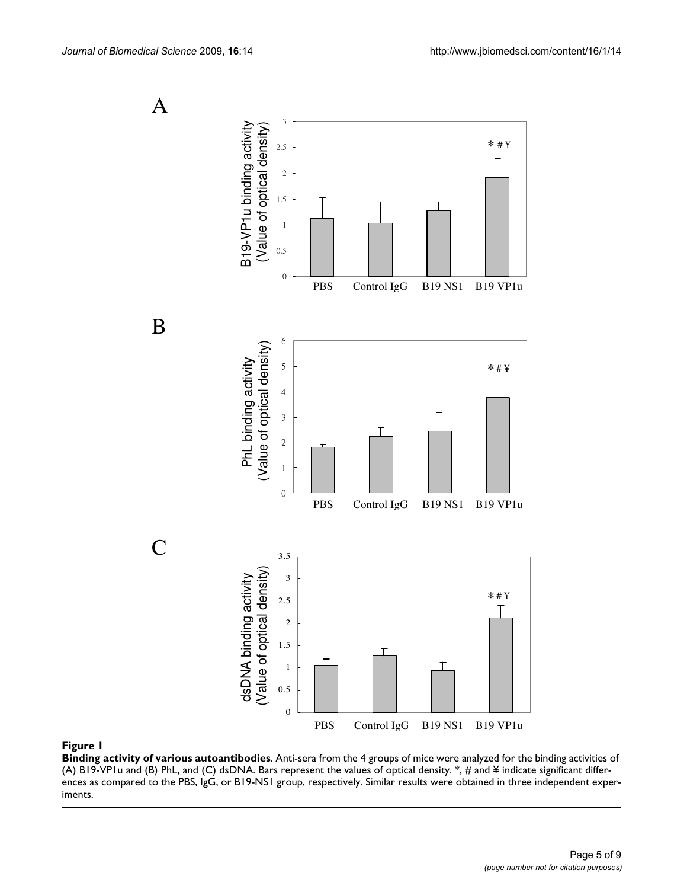**Figure 1**

**Binding activity of various autoantibodies**. Anti-sera from the 4 groups of mice were analyzed for the binding activities of (A) B19-VP1u and (B) PhL, and (C) dsDNA. Bars represent the values of optical density. *, # and ¥ indicate significant differences as compared to the PBS, IgG, or B19-NS1 group, respectively. Similar results were obtained in three independent experiments.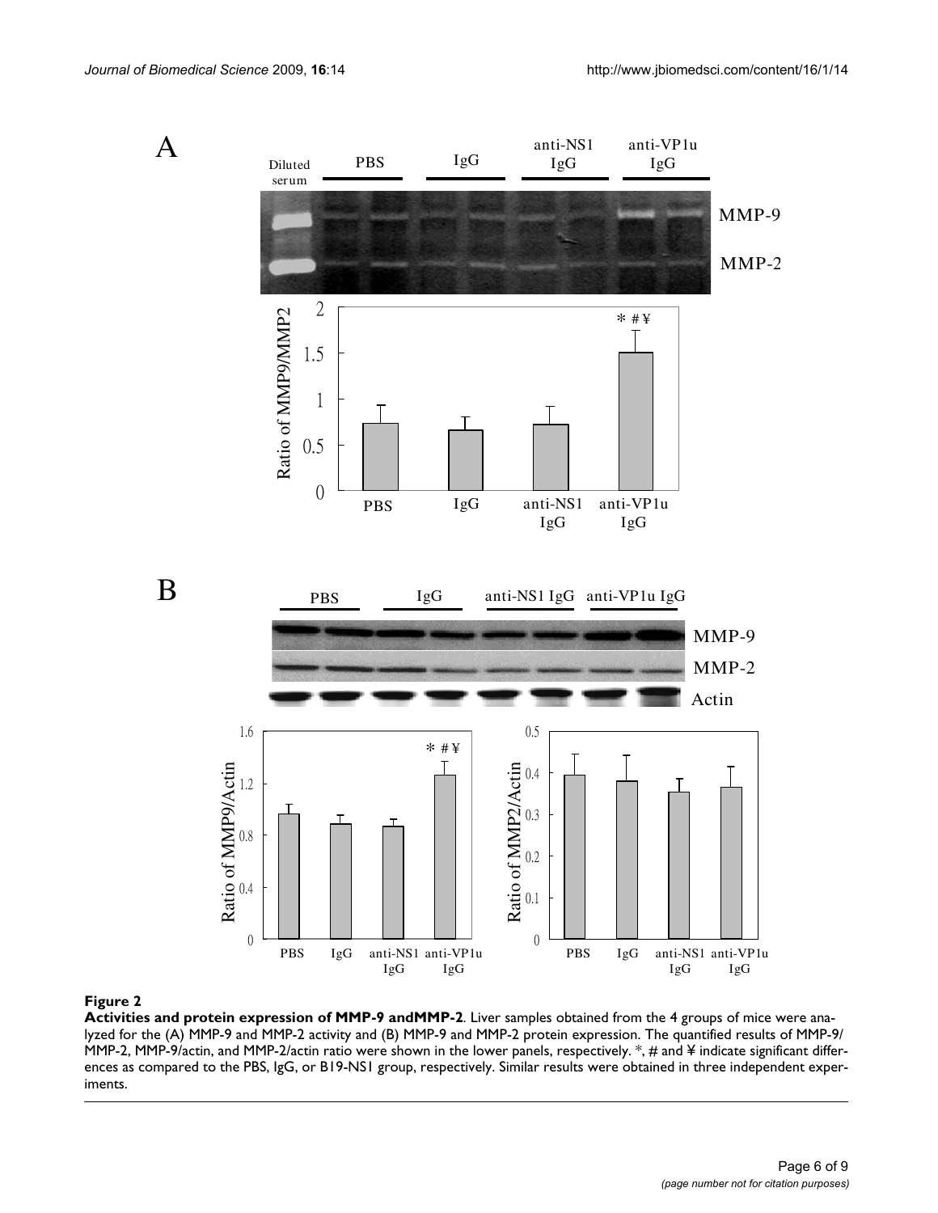**Figure 2**

**Activities and protein expression of MMP-9 andMMP-2**. Liver samples obtained from the 4 groups of mice were analyzed for the (A) MMP-9 and MMP-2 activity and (B) MMP-9 and MMP-2 protein expression. The quantified results of MMP-9/MMP-2, MMP-9/actin, and MMP-2/actin ratio were shown in the lower panels, respectively. *, # and ¥ indicate significant differences as compared to the PBS, IgG, or B19-NS1 group, respectively. Similar results were obtained in three independent experiments.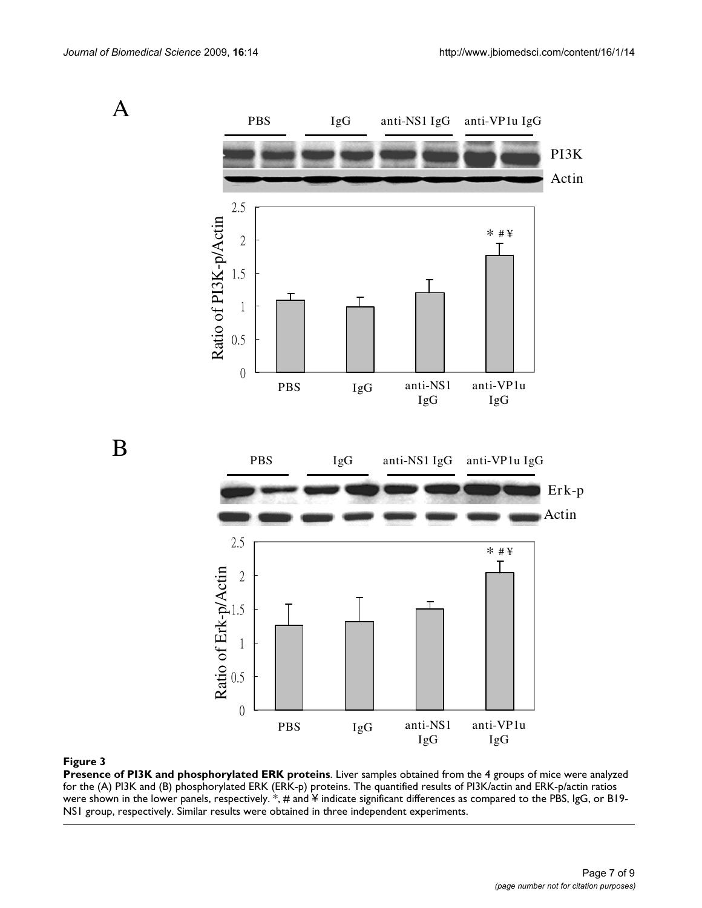**Figure 3**

**Presence of PI3K and phosphorylated ERK proteins**. Liver samples obtained from the 4 groups of mice were analyzed for the (A) PI3K and (B) phosphorylated ERK (ERK-p) proteins. The quantified results of PI3K/actin and ERK-p/actin ratios were shown in the lower panels, respectively. *, # and ¥ indicate significant differences as compared to the PBS, IgG, or B19-NS1 group, respectively. Similar results were obtained in three independent experiments.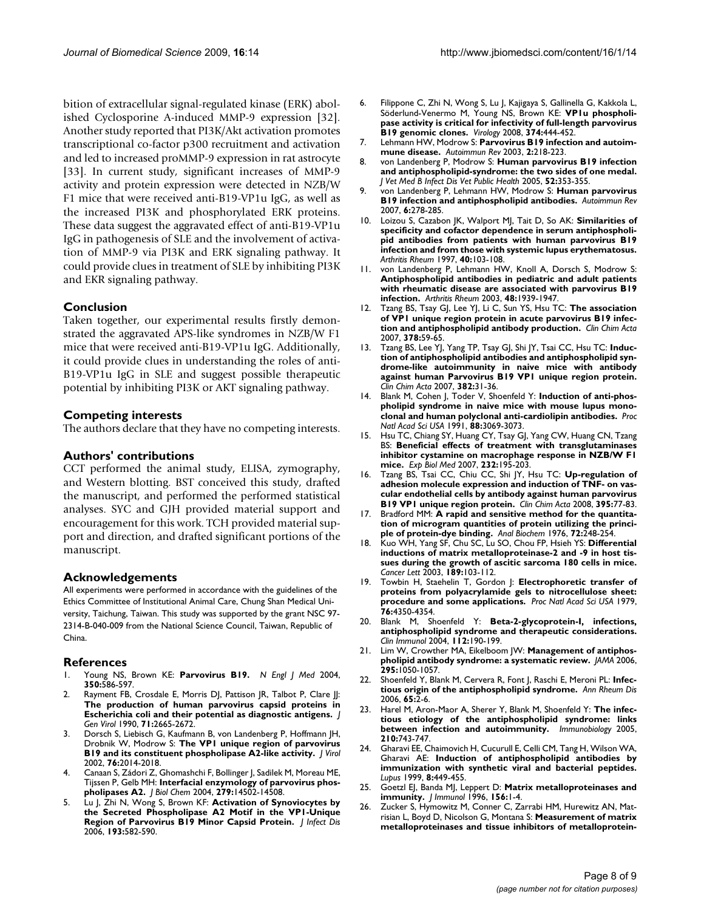bition of extracellular signal-regulated kinase (ERK) abolished Cyclosporine A-induced MMP-9 expression [32]. Another study reported that PI3K/Akt activation promotes transcriptional co-factor p300 recruitment and activation and led to increased proMMP-9 expression in rat astrocyte [33]. In current study, significant increases of MMP-9 activity and protein expression were detected in NZB/W F1 mice that were received anti-B19-VP1u IgG, as well as the increased PI3K and phosphorylated ERK proteins. These data suggest the aggravated effect of anti-B19-VP1u IgG in pathogenesis of SLE and the involvement of activation of MMP-9 via PI3K and ERK signaling pathway. It could provide clues in treatment of SLE by inhibiting PI3K and EKR signaling pathway.

## Conclusion

Taken together, our experimental results firstly demonstrated the aggravated APS-like syndromes in NZB/W F1 mice that were received anti-B19-VP1u IgG. Additionally, it could provide clues in understanding the roles of anti-B19-VP1u IgG in SLE and suggest possible therapeutic potential by inhibiting PI3K or AKT signaling pathway.

## Competing interests

The authors declare that they have no competing interests.

## Authors' contributions

CCT performed the animal study, ELISA, zymography, and Western blotting. BST conceived this study, drafted the manuscript, and performed the performed statistical analyses. SYC and GJH provided material support and encouragement for this work. TCH provided material support and direction, and drafted significant portions of the manuscript.

## Acknowledgements

All experiments were performed in accordance with the guidelines of the Ethics Committee of Institutional Animal Care, Chung Shan Medical University, Taichung, Taiwan. This study was supported by the grant NSC 97-2314-B-040-009 from the National Science Council, Taiwan, Republic of China.

## References

1. Young NS, Brown KE: **Parvovirus B19.** *N Engl J Med* 2004, **350:**586-597.
2. Rayment FB, Crosdale E, Morris DJ, Pattison JR, Talbot P, Clare JJ: **The production of human parvovirus capsid proteins in Escherichia coli and their potential as diagnostic antigens.** *J Gen Virol* 1990, **71:**2665-2672.
3. Dorsch S, Liebisch G, Kaufmann B, von Landenberg P, Hoffmann JH, Drobnik W, Modrow S: **The VP1 unique region of parvovirus B19 and its constituent phospholipase A2-like activity.** *J Virol* 2002, **76:**2014-2018.
4. Canaan S, Zádori Z, Ghomashchi F, Bollinger J, Sadilek M, Moreau ME, Tijssen P, Gelb MH: **Interfacial enzymology of parvovirus phospholipases A2.** *J Biol Chem* 2004, **279:**14502-14508.
5. Lu J, Zhi N, Wong S, Brown KF: **Activation of Synoviocytes by the Secreted Phospholipase A2 Motif in the VP1-Unique Region of Parvovirus B19 Minor Capsid Protein.** *J Infect Dis* 2006, **193:**582-590.
6. Filippone C, Zhi N, Wong S, Lu J, Kajigaya S, Gallinella G, Kakkola L, Söderlund-Venermo M, Young NS, Brown KE: **VP1u phospholipase activity is critical for infectivity of full-length parvovirus B19 genomic clones.** *Virology* 2008, **374:**444-452.
7. Lehmann HW, Modrow S: **Parvovirus B19 infection and autoimmune disease.** *Autoimmun Rev* 2003, **2:**218-223.
8. von Landenberg P, Modrow S: **Human parvovirus B19 infection and antiphospholipid-syndrome: the two sides of one medal.** *J Vet Med B Infect Dis Vet Public Health* 2005, **52:**353-355.
9. von Landenberg P, Lehmann HW, Modrow S: **Human parvovirus B19 infection and antiphospholipid antibodies.** *Autoimmun Rev* 2007, **6:**278-285.
10. Loizou S, Cazabon JK, Walport MJ, Tait D, So AK: **Similarities of specificity and cofactor dependence in serum antiphospholipid antibodies from patients with human parvovirus B19 infection and from those with systemic lupus erythematosus.** *Arthritis Rheum* 1997, **40:**103-108.
11. von Landenberg P, Lehmann HW, Knoll A, Dorsch S, Modrow S: **Antiphospholipid antibodies in pediatric and adult patients with rheumatic disease are associated with parvovirus B19 infection.** *Arthritis Rheum* 2003, **48:**1939-1947.
12. Tzang BS, Tsay GJ, Lee YJ, Li C, Sun YS, Hsu TC: **The association of VP1 unique region protein in acute parvovirus B19 infection and antiphospholipid antibody production.** *Clin Chim Acta* 2007, **378:**59-65.
13. Tzang BS, Lee YJ, Yang TP, Tsay GJ, Shi JY, Tsai CC, Hsu TC: **Induction of antiphospholipid antibodies and antiphospholipid syndrome-like autoimmunity in naive mice with antibody against human Parvovirus B19 VP1 unique region protein.** *Clin Chim Acta* 2007, **382:**31-36.
14. Blank M, Cohen J, Toder V, Shoenfeld Y: **Induction of anti-phospholipid syndrome in naive mice with mouse lupus monoclonal and human polyclonal anti-cardiolipin antibodies.** *Proc Natl Acad Sci USA* 1991, **88:**3069-3073.
15. Hsu TC, Chiang SY, Huang CY, Tsay GJ, Yang CW, Huang CN, Tzang BS: **Beneficial effects of treatment with transglutaminases inhibitor cystamine on macrophage response in NZB/W F1 mice.** *Exp Biol Med* 2007, **232:**195-203.
16. Tzang BS, Tsai CC, Chiu CC, Shi JY, Hsu TC: **Up-regulation of adhesion molecule expression and induction of TNF- on vascular endothelial cells by antibody against human parvovirus B19 VP1 unique region protein.** *Clin Chim Acta* 2008, **395:**77-83.
17. Bradford MM: **A rapid and sensitive method for the quantitation of microgram quantities of protein utilizing the principle of protein-dye binding.** *Anal Biochem* 1976, **72:**248-254.
18. Kuo WH, Yang SF, Chu SC, Lu SO, Chou FP, Hsieh YS: **Differential inductions of matrix metalloproteinase-2 and -9 in host tissues during the growth of ascitic sarcoma 180 cells in mice.** *Cancer Lett* 2003, **189:**103-112.
19. Towbin H, Staehelin T, Gordon J: **Electrophoretic transfer of proteins from polyacrylamide gels to nitrocellulose sheet: procedure and some applications.** *Proc Natl Acad Sci USA* 1979, **76:**4350-4354.
20. Blank M, Shoenfeld Y: **Beta-2-glycoprotein-I, infections, antiphospholipid syndrome and therapeutic considerations.** *Clin Immunol* 2004, **112:**190-199.
21. Lim W, Crowther MA, Eikelboom JW: **Management of antiphospholipid antibody syndrome: a systematic review.** *JAMA* 2006, **295:**1050-1057.
22. Shoenfeld Y, Blank M, Cervera R, Font J, Raschi E, Meroni PL: **Infectious origin of the antiphospholipid syndrome.** *Ann Rheum Dis* 2006, **65:**2-6.
23. Harel M, Aron-Maor A, Sherer Y, Blank M, Shoenfeld Y: **The infectious etiology of the antiphospholipid syndrome: links between infection and autoimmunity.** *Immunobiology* 2005, **210:**743-747.
24. Gharavi EE, Chaimovich H, Cucurull E, Celli CM, Tang H, Wilson WA, Gharavi AE: **Induction of antiphospholipid antibodies by immunization with synthetic viral and bacterial peptides.** *Lupus* 1999, **8:**449-455.
25. Goetzl EJ, Banda MJ, Leppert D: **Matrix metalloproteinases and immunity.** *J Immunol* 1996, **156:**1-4.
26. Zucker S, Hymowitz M, Conner C, Zarrabi HM, Hurewitz AN, Matrisian L, Boyd D, Nicolson G, Montana S: **Measurement of matrix metalloproteinases and tissue inhibitors of metalloprotein-**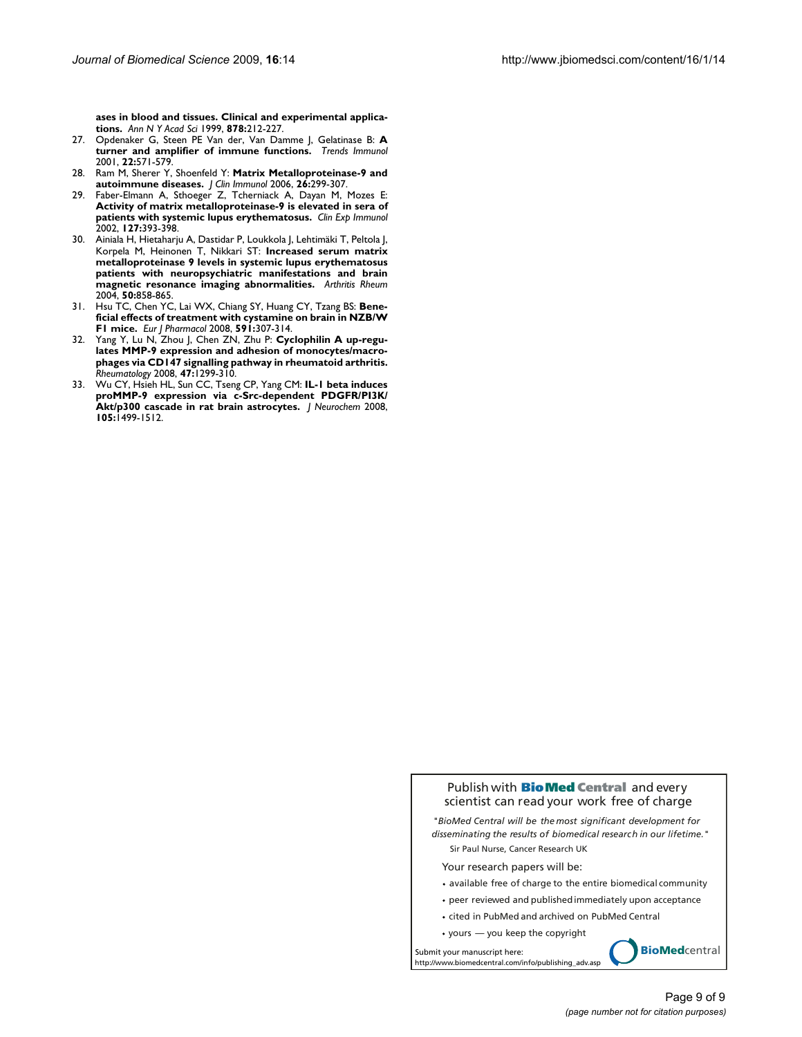**ases in blood and tissues. Clinical and experimental applications.** *Ann N Y Acad Sci* 1999, **878:**212-227.

27. Opdenaker G, Steen PE Van der, Van Damme J, Gelatinase B: **A turner and amplifier of immune functions.** *Trends Immunol* 2001, **22:**571-579.
28. Ram M, Sherer Y, Shoenfeld Y: **Matrix Metalloproteinase-9 and autoimmune diseases.** *J Clin Immunol* 2006, **26:**299-307.
29. Faber-Elmann A, Sthoeger Z, Tcherniack A, Dayan M, Mozes E: **Activity of matrix metalloproteinase-9 is elevated in sera of patients with systemic lupus erythematosus.** *Clin Exp Immunol* 2002, **127:**393-398.
30. Ainiala H, Hietaharju A, Dastidar P, Loukkola J, Lehtimäki T, Peltola J, Korpela M, Heinonen T, Nikkari ST: **Increased serum matrix metalloproteinase 9 levels in systemic lupus erythematosus patients with neuropsychiatric manifestations and brain magnetic resonance imaging abnormalities.** *Arthritis Rheum* 2004, **50:**858-865.
31. Hsu TC, Chen YC, Lai WX, Chiang SY, Huang CY, Tzang BS: **Beneficial effects of treatment with cystamine on brain in NZB/W F1 mice.** *Eur J Pharmacol* 2008, **591:**307-314.
32. Yang Y, Lu N, Zhou J, Chen ZN, Zhu P: **Cyclophilin A up-regulates MMP-9 expression and adhesion of monocytes/macrophages via CD147 signalling pathway in rheumatoid arthritis.** *Rheumatology* 2008, **47:**1299-310.
33. Wu CY, Hsieh HL, Sun CC, Tseng CP, Yang CM: **IL-1 beta induces proMMP-9 expression via c-Src-dependent PDGFR/PI3K/Akt/p300 cascade in rat brain astrocytes.** *J Neurochem* 2008, **105:**1499-1512.

Publish with **BioMed Central** and every scientist can read your work free of charge

*"BioMed Central will be the most significant development for disseminating the results of biomedical research in our lifetime."*
Sir Paul Nurse, Cancer Research UK

Your research papers will be:

- available free of charge to the entire biomedical community
- peer reviewed and published immediately upon acceptance
- cited in PubMed and archived on PubMed Central
- yours — you keep the copyright

Submit your manuscript here:
http://www.biomedcentral.com/info/publishing_adv.asp

**BioMed**central